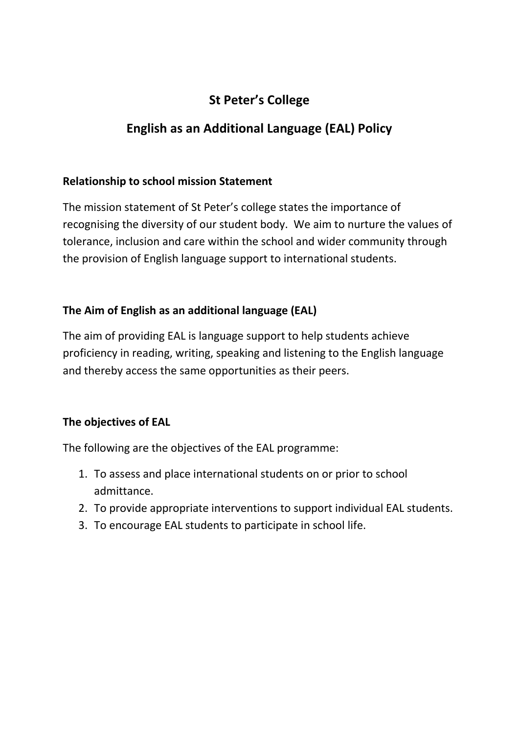# St Peter's College

# English as an Additional Language (EAL) Policy

### Relationship to school mission Statement

The mission statement of St Peter's college states the importance of recognising the diversity of our student body. We aim to nurture the values of tolerance, inclusion and care within the school and wider community through the provision of English language support to international students.

### The Aim of English as an additional language (EAL)

The aim of providing EAL is language support to help students achieve proficiency in reading, writing, speaking and listening to the English language and thereby access the same opportunities as their peers.

### The objectives of EAL

The following are the objectives of the EAL programme:

1. To assess and place international students on or prior to school admittance.
2. To provide appropriate interventions to support individual EAL students.
3. To encourage EAL students to participate in school life.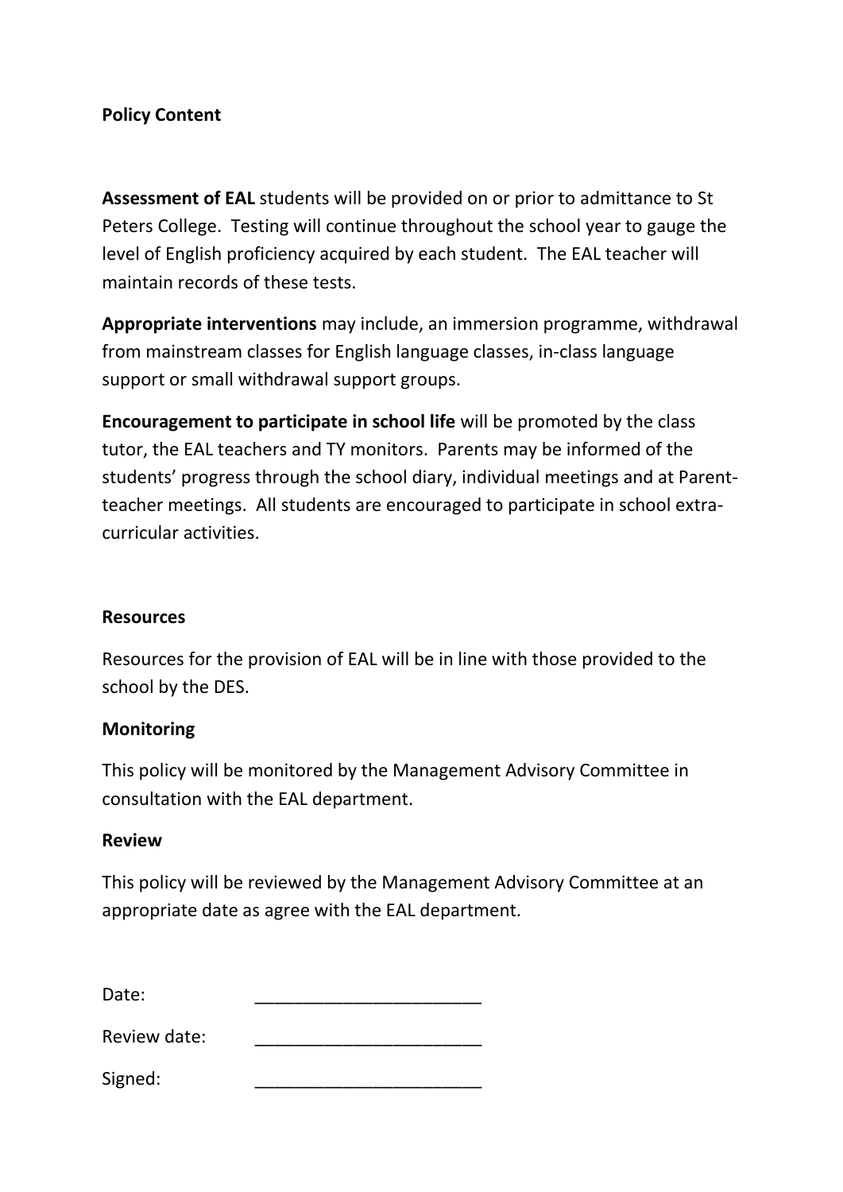**Policy Content**

**Assessment of EAL** students will be provided on or prior to admittance to St Peters College. Testing will continue throughout the school year to gauge the level of English proficiency acquired by each student. The EAL teacher will maintain records of these tests.

**Appropriate interventions** may include, an immersion programme, withdrawal from mainstream classes for English language classes, in-class language support or small withdrawal support groups.

**Encouragement to participate in school life** will be promoted by the class tutor, the EAL teachers and TY monitors. Parents may be informed of the students' progress through the school diary, individual meetings and at Parent-teacher meetings. All students are encouraged to participate in school extra-curricular activities.

**Resources**

Resources for the provision of EAL will be in line with those provided to the school by the DES.

**Monitoring**

This policy will be monitored by the Management Advisory Committee in consultation with the EAL department.

**Review**

This policy will be reviewed by the Management Advisory Committee at an appropriate date as agree with the EAL department.

Date: _______________________

Review date: _______________________

Signed: _______________________